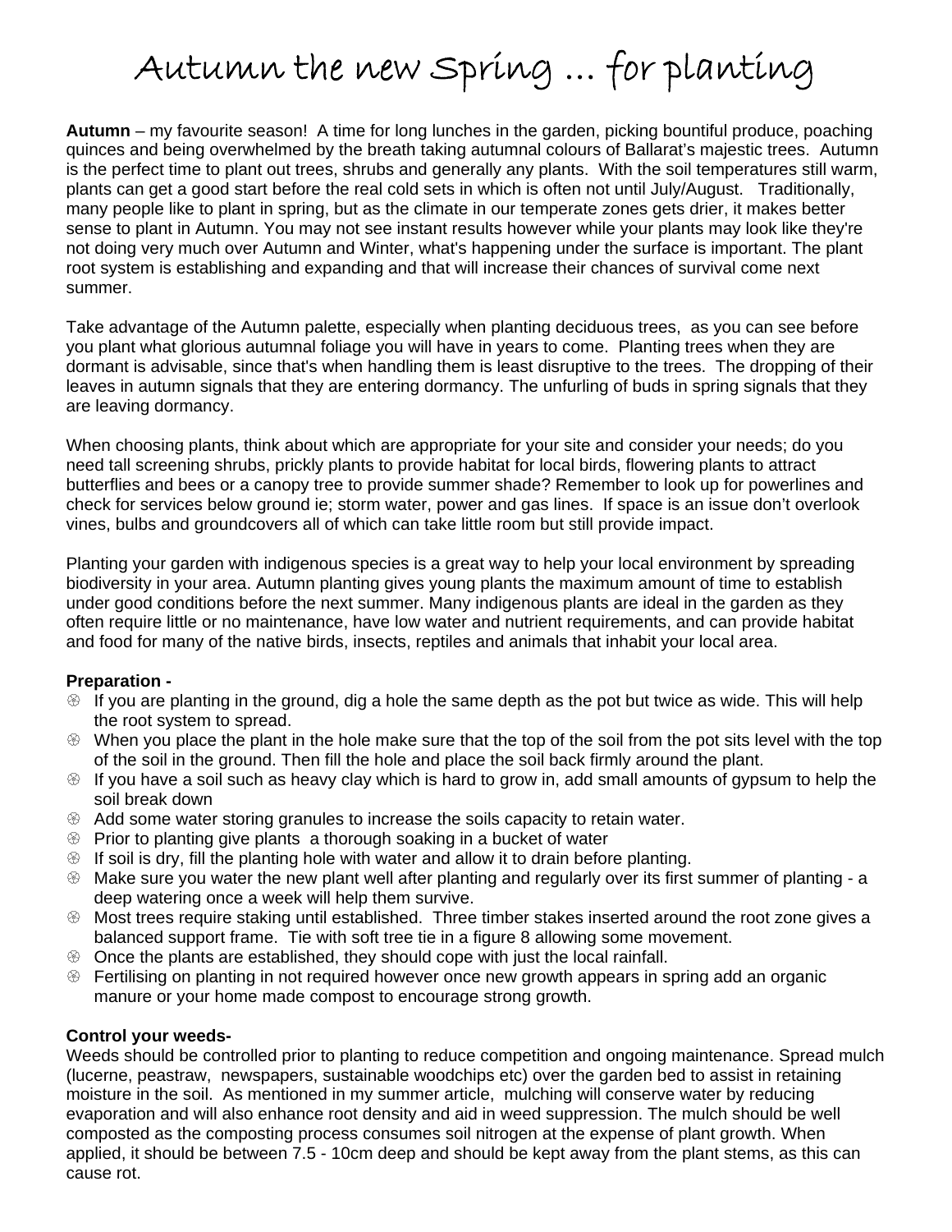# Autumn the new Spring … for planting

**Autumn** – my favourite season! A time for long lunches in the garden, picking bountiful produce, poaching quinces and being overwhelmed by the breath taking autumnal colours of Ballarat's majestic trees. Autumn is the perfect time to plant out trees, shrubs and generally any plants. With the soil temperatures still warm, plants can get a good start before the real cold sets in which is often not until July/August. Traditionally, many people like to plant in spring, but as the climate in our temperate zones gets drier, it makes better sense to plant in Autumn. You may not see instant results however while your plants may look like they're not doing very much over Autumn and Winter, what's happening under the surface is important. The plant root system is establishing and expanding and that will increase their chances of survival come next summer.

Take advantage of the Autumn palette, especially when planting deciduous trees, as you can see before you plant what glorious autumnal foliage you will have in years to come. Planting trees when they are dormant is advisable, since that's when handling them is least disruptive to the trees. The dropping of their leaves in autumn signals that they are entering dormancy. The unfurling of buds in spring signals that they are leaving dormancy.

When choosing plants, think about which are appropriate for your site and consider your needs; do you need tall screening shrubs, prickly plants to provide habitat for local birds, flowering plants to attract butterflies and bees or a canopy tree to provide summer shade? Remember to look up for powerlines and check for services below ground ie; storm water, power and gas lines. If space is an issue don't overlook vines, bulbs and groundcovers all of which can take little room but still provide impact.

Planting your garden with indigenous species is a great way to help your local environment by spreading biodiversity in your area. Autumn planting gives young plants the maximum amount of time to establish under good conditions before the next summer. Many indigenous plants are ideal in the garden as they often require little or no maintenance, have low water and nutrient requirements, and can provide habitat and food for many of the native birds, insects, reptiles and animals that inhabit your local area.

**Preparation -**

- If you are planting in the ground, dig a hole the same depth as the pot but twice as wide. This will help the root system to spread.
- When you place the plant in the hole make sure that the top of the soil from the pot sits level with the top of the soil in the ground. Then fill the hole and place the soil back firmly around the plant.
- If you have a soil such as heavy clay which is hard to grow in, add small amounts of gypsum to help the soil break down
- Add some water storing granules to increase the soils capacity to retain water.
- Prior to planting give plants a thorough soaking in a bucket of water
- If soil is dry, fill the planting hole with water and allow it to drain before planting.
- Make sure you water the new plant well after planting and regularly over its first summer of planting - a deep watering once a week will help them survive.
- Most trees require staking until established. Three timber stakes inserted around the root zone gives a balanced support frame. Tie with soft tree tie in a figure 8 allowing some movement.
- Once the plants are established, they should cope with just the local rainfall.
- Fertilising on planting in not required however once new growth appears in spring add an organic manure or your home made compost to encourage strong growth.

**Control your weeds-**

Weeds should be controlled prior to planting to reduce competition and ongoing maintenance. Spread mulch (lucerne, peastraw, newspapers, sustainable woodchips etc) over the garden bed to assist in retaining moisture in the soil. As mentioned in my summer article, mulching will conserve water by reducing evaporation and will also enhance root density and aid in weed suppression. The mulch should be well composted as the composting process consumes soil nitrogen at the expense of plant growth. When applied, it should be between 7.5 - 10cm deep and should be kept away from the plant stems, as this can cause rot.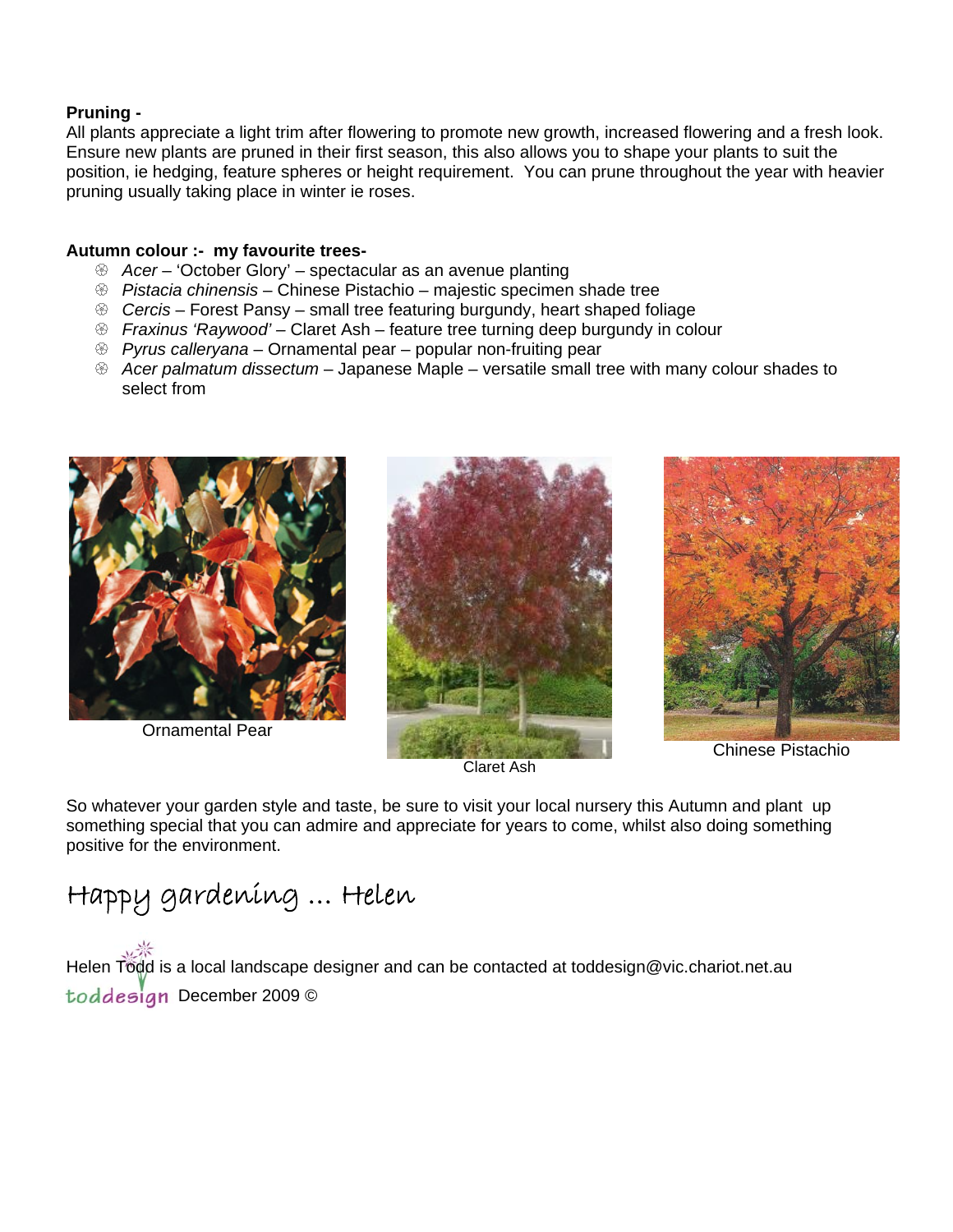**Pruning -**
All plants appreciate a light trim after flowering to promote new growth, increased flowering and a fresh look. Ensure new plants are pruned in their first season, this also allows you to shape your plants to suit the position, ie hedging, feature spheres or height requirement. You can prune throughout the year with heavier pruning usually taking place in winter ie roses.

**Autumn colour :- my favourite trees-**

- *Acer* – 'October Glory' – spectacular as an avenue planting
- *Pistacia chinensis* – Chinese Pistachio – majestic specimen shade tree
- *Cercis* – Forest Pansy – small tree featuring burgundy, heart shaped foliage
- *Fraxinus 'Raywood'* – Claret Ash – feature tree turning deep burgundy in colour
- *Pyrus calleryana* – Ornamental pear – popular non-fruiting pear
- *Acer palmatum dissectum* – Japanese Maple – versatile small tree with many colour shades to select from

Ornamental Pear

Claret Ash

Chinese Pistachio

So whatever your garden style and taste, be sure to visit your local nursery this Autumn and plant up something special that you can admire and appreciate for years to come, whilst also doing something positive for the environment.

Happy gardening ... Helen

Helen Todd is a local landscape designer and can be contacted at toddesign@vic.chariot.net.au

toddesign December 2009 ©